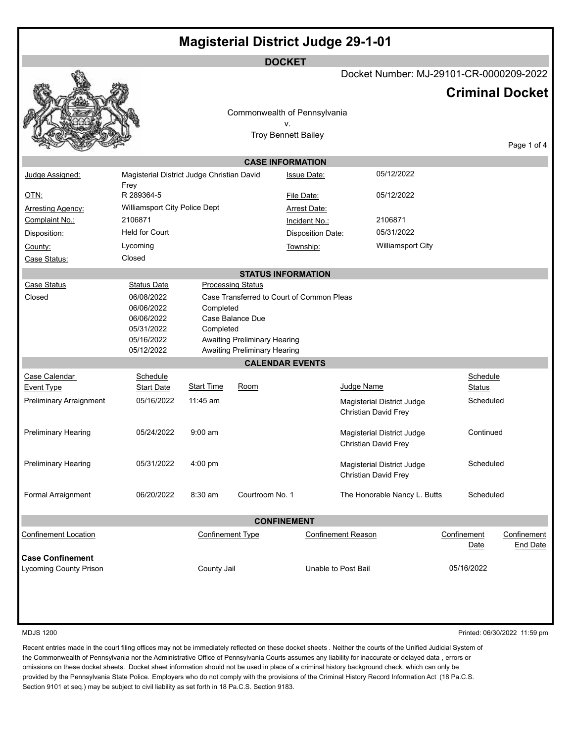# Magisterial District Judge 29-1-01

## DOCKET

Docket Number: MJ-29101-CR-0000209-2022

## Criminal Docket

Commonwealth of Pennsylvania
v.
Troy Bennett Bailey

### CASE INFORMATION

| | | | |
|---|---|---|---|
| Judge Assigned: | Magisterial District Judge Christian David Frey | Issue Date: | 05/12/2022 |
| OTN: | R 289364-5 | File Date: | 05/12/2022 |
| Arresting Agency: | Williamsport City Police Dept | Arrest Date: | |
| Complaint No.: | 2106871 | Incident No.: | 2106871 |
| Disposition: | Held for Court | Disposition Date: | 05/31/2022 |
| County: | Lycoming | Township: | Williamsport City |
| Case Status: | Closed | | |

### STATUS INFORMATION

| Case Status | Status Date | Processing Status |
|---|---|---|
| Closed | 06/08/2022 | Case Transferred to Court of Common Pleas |
| | 06/06/2022 | Completed |
| | 06/06/2022 | Case Balance Due |
| | 05/31/2022 | Completed |
| | 05/16/2022 | Awaiting Preliminary Hearing |
| | 05/12/2022 | Awaiting Preliminary Hearing |

### CALENDAR EVENTS

| Case Calendar Event Type | Schedule Start Date | Start Time | Room | Judge Name | Schedule Status |
|---|---|---|---|---|---|
| Preliminary Arraignment | 05/16/2022 | 11:45 am | | Magisterial District Judge Christian David Frey | Scheduled |
| Preliminary Hearing | 05/24/2022 | 9:00 am | | Magisterial District Judge Christian David Frey | Continued |
| Preliminary Hearing | 05/31/2022 | 4:00 pm | | Magisterial District Judge Christian David Frey | Scheduled |
| Formal Arraignment | 06/20/2022 | 8:30 am | Courtroom No. 1 | The Honorable Nancy L. Butts | Scheduled |

### CONFINEMENT

| Confinement Location | Confinement Type | Confinement Reason | Confinement Date | Confinement End Date |
|---|---|---|---|---|
| **Case Confinement** | | | | |
| Lycoming County Prison | County Jail | Unable to Post Bail | 05/16/2022 | |

MDJS 1200

Printed: 06/30/2022 11:59 pm

Recent entries made in the court filing offices may not be immediately reflected on these docket sheets . Neither the courts of the Unified Judicial System of the Commonwealth of Pennsylvania nor the Administrative Office of Pennsylvania Courts assumes any liability for inaccurate or delayed data , errors or omissions on these docket sheets. Docket sheet information should not be used in place of a criminal history background check, which can only be provided by the Pennsylvania State Police. Employers who do not comply with the provisions of the Criminal History Record Information Act (18 Pa.C.S. Section 9101 et seq.) may be subject to civil liability as set forth in 18 Pa.C.S. Section 9183.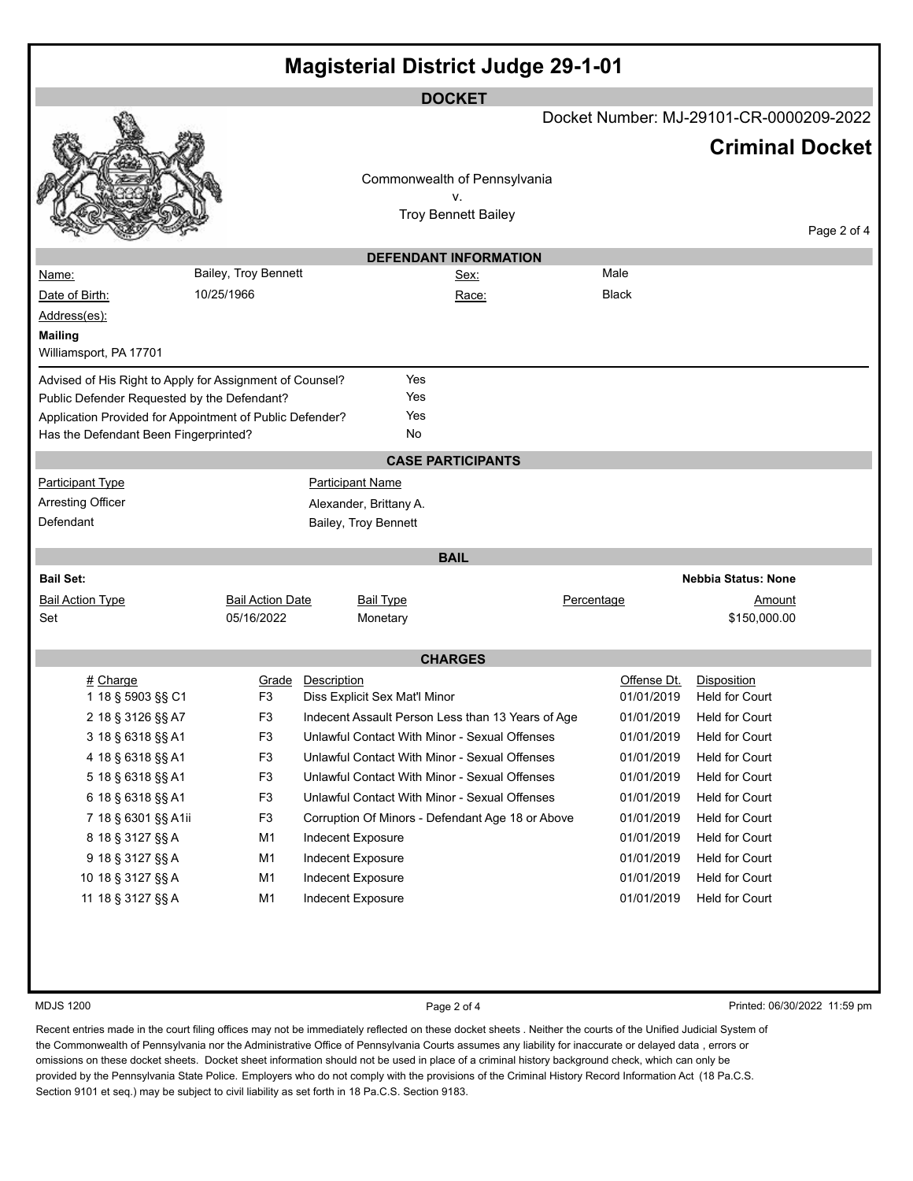# Magisterial District Judge 29-1-01

## DOCKET

Docket Number: MJ-29101-CR-0000209-2022

**Criminal Docket**

Commonwealth of Pennsylvania
v.
Troy Bennett Bailey

### DEFENDANT INFORMATION

| | | | |
|---|---|---|---|
| Name: | Bailey, Troy Bennett | Sex: | Male |
| Date of Birth: | 10/25/1966 | Race: | Black |

Address(es):

**Mailing**
Williamsport, PA 17701

| | |
|---|---|
| Advised of His Right to Apply for Assignment of Counsel? | Yes |
| Public Defender Requested by the Defendant? | Yes |
| Application Provided for Appointment of Public Defender? | Yes |
| Has the Defendant Been Fingerprinted? | No |

### CASE PARTICIPANTS

| Participant Type | Participant Name |
|---|---|
| Arresting Officer | Alexander, Brittany A. |
| Defendant | Bailey, Troy Bennett |

### BAIL

**Bail Set:** **Nebbia Status: None**

| Bail Action Type | Bail Action Date | Bail Type | Percentage | Amount |
|---|---|---|---|---|
| Set | 05/16/2022 | Monetary | | $150,000.00 |

### CHARGES

| # | Charge | Grade | Description | Offense Dt. | Disposition |
|---|---|---|---|---|---|
| 1 | 18 § 5903 §§ C1 | F3 | Diss Explicit Sex Mat'l Minor | 01/01/2019 | Held for Court |
| 2 | 18 § 3126 §§ A7 | F3 | Indecent Assault Person Less than 13 Years of Age | 01/01/2019 | Held for Court |
| 3 | 18 § 6318 §§ A1 | F3 | Unlawful Contact With Minor - Sexual Offenses | 01/01/2019 | Held for Court |
| 4 | 18 § 6318 §§ A1 | F3 | Unlawful Contact With Minor - Sexual Offenses | 01/01/2019 | Held for Court |
| 5 | 18 § 6318 §§ A1 | F3 | Unlawful Contact With Minor - Sexual Offenses | 01/01/2019 | Held for Court |
| 6 | 18 § 6318 §§ A1 | F3 | Unlawful Contact With Minor - Sexual Offenses | 01/01/2019 | Held for Court |
| 7 | 18 § 6301 §§ A1ii | F3 | Corruption Of Minors - Defendant Age 18 or Above | 01/01/2019 | Held for Court |
| 8 | 18 § 3127 §§ A | M1 | Indecent Exposure | 01/01/2019 | Held for Court |
| 9 | 18 § 3127 §§ A | M1 | Indecent Exposure | 01/01/2019 | Held for Court |
| 10 | 18 § 3127 §§ A | M1 | Indecent Exposure | 01/01/2019 | Held for Court |
| 11 | 18 § 3127 §§ A | M1 | Indecent Exposure | 01/01/2019 | Held for Court |

MDJS 1200 — Printed: 06/30/2022 11:59 pm

Recent entries made in the court filing offices may not be immediately reflected on these docket sheets . Neither the courts of the Unified Judicial System of the Commonwealth of Pennsylvania nor the Administrative Office of Pennsylvania Courts assumes any liability for inaccurate or delayed data , errors or omissions on these docket sheets. Docket sheet information should not be used in place of a criminal history background check, which can only be provided by the Pennsylvania State Police. Employers who do not comply with the provisions of the Criminal History Record Information Act (18 Pa.C.S. Section 9101 et seq.) may be subject to civil liability as set forth in 18 Pa.C.S. Section 9183.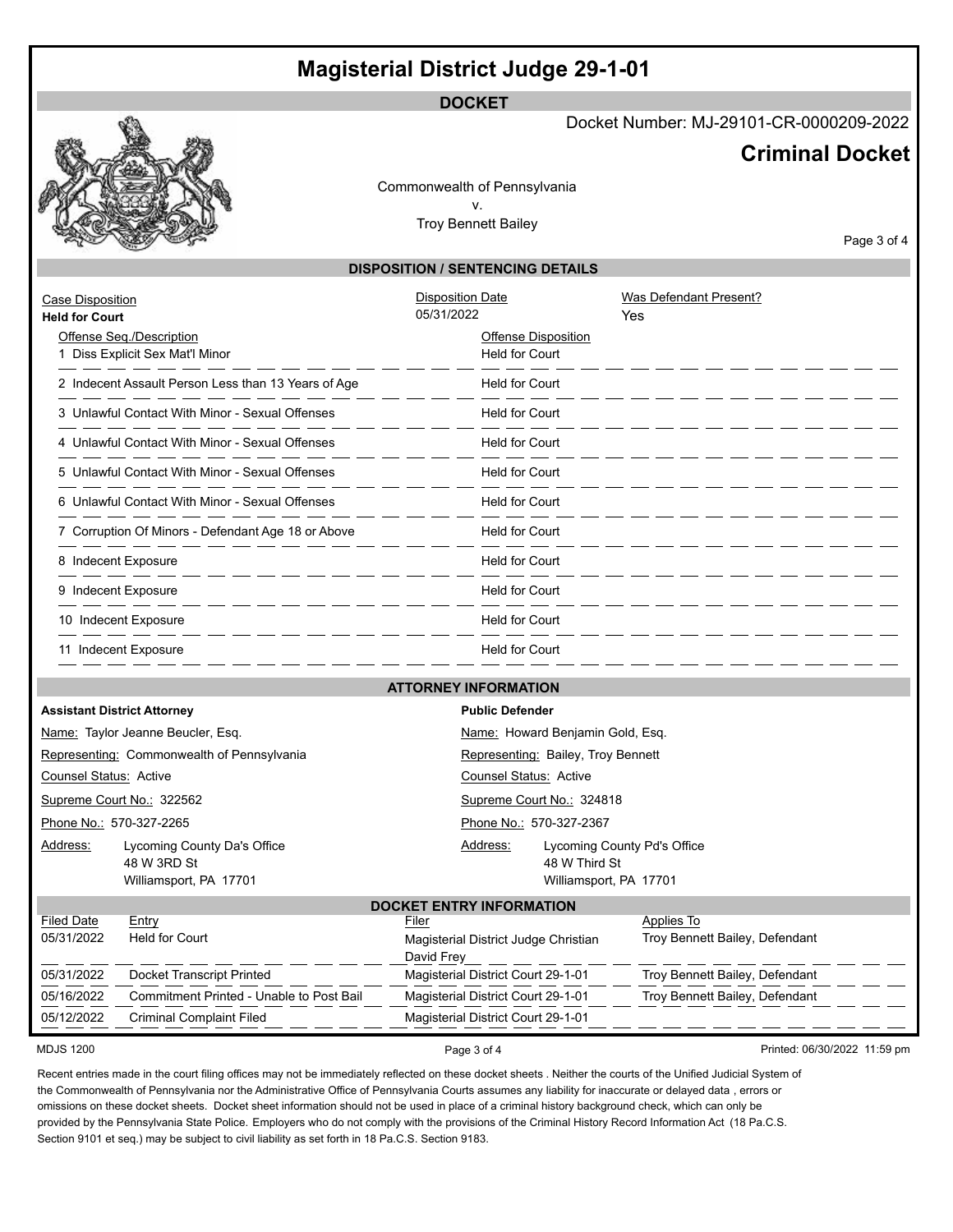# Magisterial District Judge 29-1-01

## DOCKET

Docket Number: MJ-29101-CR-0000209-2022

## Criminal Docket

Commonwealth of Pennsylvania
v.
Troy Bennett Bailey

### DISPOSITION / SENTENCING DETAILS

| Case Disposition | Disposition Date | Was Defendant Present? |
|---|---|---|
| **Held for Court** | 05/31/2022 | Yes |

| Offense Seq./Description | Offense Disposition |
|---|---|
| 1 Diss Explicit Sex Mat'l Minor | Held for Court |
| 2 Indecent Assault Person Less than 13 Years of Age | Held for Court |
| 3 Unlawful Contact With Minor - Sexual Offenses | Held for Court |
| 4 Unlawful Contact With Minor - Sexual Offenses | Held for Court |
| 5 Unlawful Contact With Minor - Sexual Offenses | Held for Court |
| 6 Unlawful Contact With Minor - Sexual Offenses | Held for Court |
| 7 Corruption Of Minors - Defendant Age 18 or Above | Held for Court |
| 8 Indecent Exposure | Held for Court |
| 9 Indecent Exposure | Held for Court |
| 10 Indecent Exposure | Held for Court |
| 11 Indecent Exposure | Held for Court |

### ATTORNEY INFORMATION

**Assistant District Attorney**

Name: Taylor Jeanne Beucler, Esq.
Representing: Commonwealth of Pennsylvania
Counsel Status: Active
Supreme Court No.: 322562
Phone No.: 570-327-2265
Address: Lycoming County Da's Office
48 W 3RD St
Williamsport, PA 17701

**Public Defender**

Name: Howard Benjamin Gold, Esq.
Representing: Bailey, Troy Bennett
Counsel Status: Active
Supreme Court No.: 324818
Phone No.: 570-327-2367
Address: Lycoming County Pd's Office
48 W Third St
Williamsport, PA 17701

### DOCKET ENTRY INFORMATION

| Filed Date | Entry | Filer | Applies To |
|---|---|---|---|
| 05/31/2022 | Held for Court | Magisterial District Judge Christian David Frey | Troy Bennett Bailey, Defendant |
| 05/31/2022 | Docket Transcript Printed | Magisterial District Court 29-1-01 | Troy Bennett Bailey, Defendant |
| 05/16/2022 | Commitment Printed - Unable to Post Bail | Magisterial District Court 29-1-01 | Troy Bennett Bailey, Defendant |
| 05/12/2022 | Criminal Complaint Filed | Magisterial District Court 29-1-01 | |

MDJS 1200

Printed: 06/30/2022 11:59 pm

Recent entries made in the court filing offices may not be immediately reflected on these docket sheets . Neither the courts of the Unified Judicial System of the Commonwealth of Pennsylvania nor the Administrative Office of Pennsylvania Courts assumes any liability for inaccurate or delayed data , errors or omissions on these docket sheets. Docket sheet information should not be used in place of a criminal history background check, which can only be provided by the Pennsylvania State Police. Employers who do not comply with the provisions of the Criminal History Record Information Act (18 Pa.C.S. Section 9101 et seq.) may be subject to civil liability as set forth in 18 Pa.C.S. Section 9183.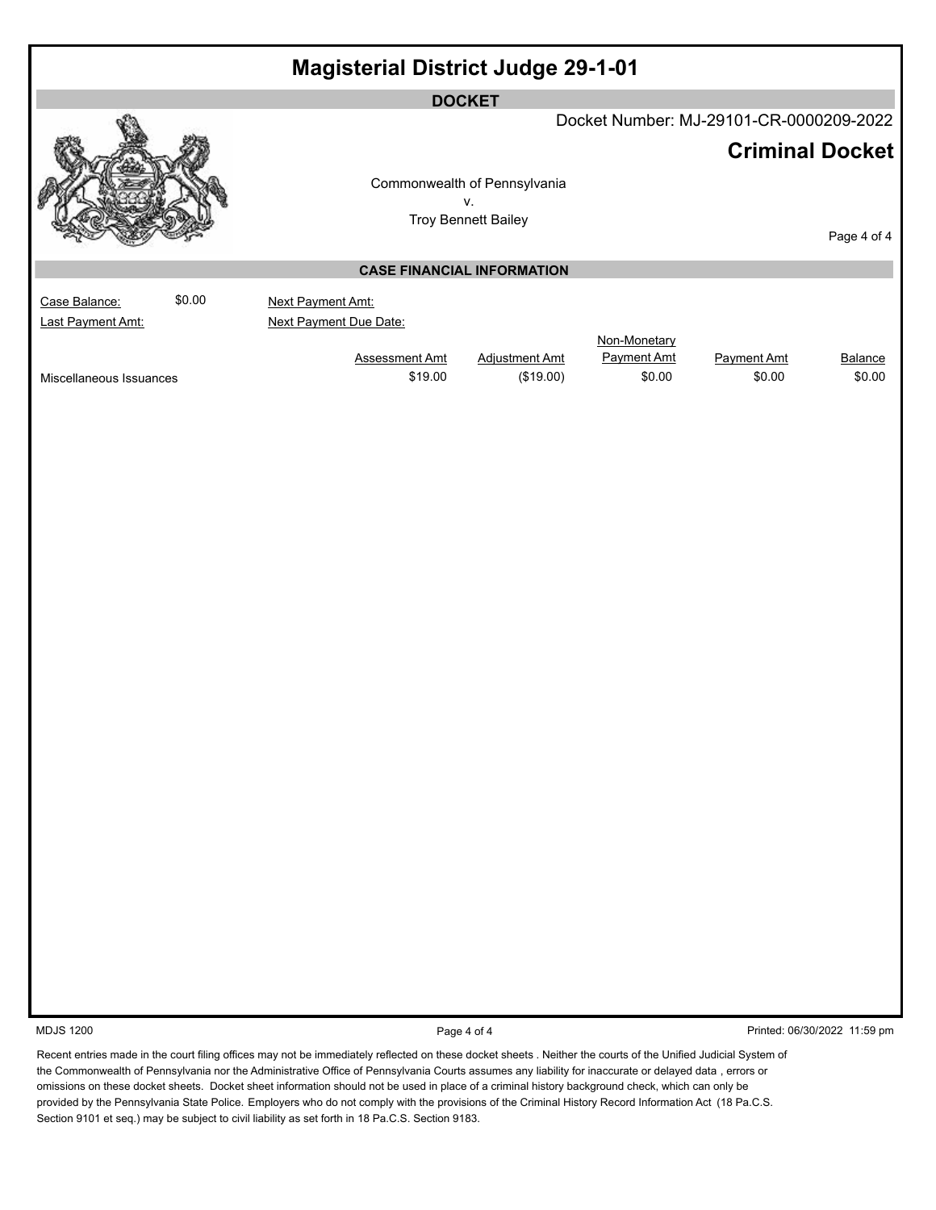# Magisterial District Judge 29-1-01

## DOCKET

Docket Number: MJ-29101-CR-0000209-2022

**Criminal Docket**

Commonwealth of Pennsylvania
v.
Troy Bennett Bailey

### CASE FINANCIAL INFORMATION

Case Balance: $0.00  Next Payment Amt:
Last Payment Amt:  Next Payment Due Date:

| | Assessment Amt | Adjustment Amt | Non-Monetary Payment Amt | Payment Amt | Balance |
|---|---|---|---|---|---|
| Miscellaneous Issuances | $19.00 | ($19.00) | $0.00 | $0.00 | $0.00 |

MDJS 1200

Printed: 06/30/2022 11:59 pm

Recent entries made in the court filing offices may not be immediately reflected on these docket sheets . Neither the courts of the Unified Judicial System of the Commonwealth of Pennsylvania nor the Administrative Office of Pennsylvania Courts assumes any liability for inaccurate or delayed data , errors or omissions on these docket sheets. Docket sheet information should not be used in place of a criminal history background check, which can only be provided by the Pennsylvania State Police. Employers who do not comply with the provisions of the Criminal History Record Information Act (18 Pa.C.S. Section 9101 et seq.) may be subject to civil liability as set forth in 18 Pa.C.S. Section 9183.